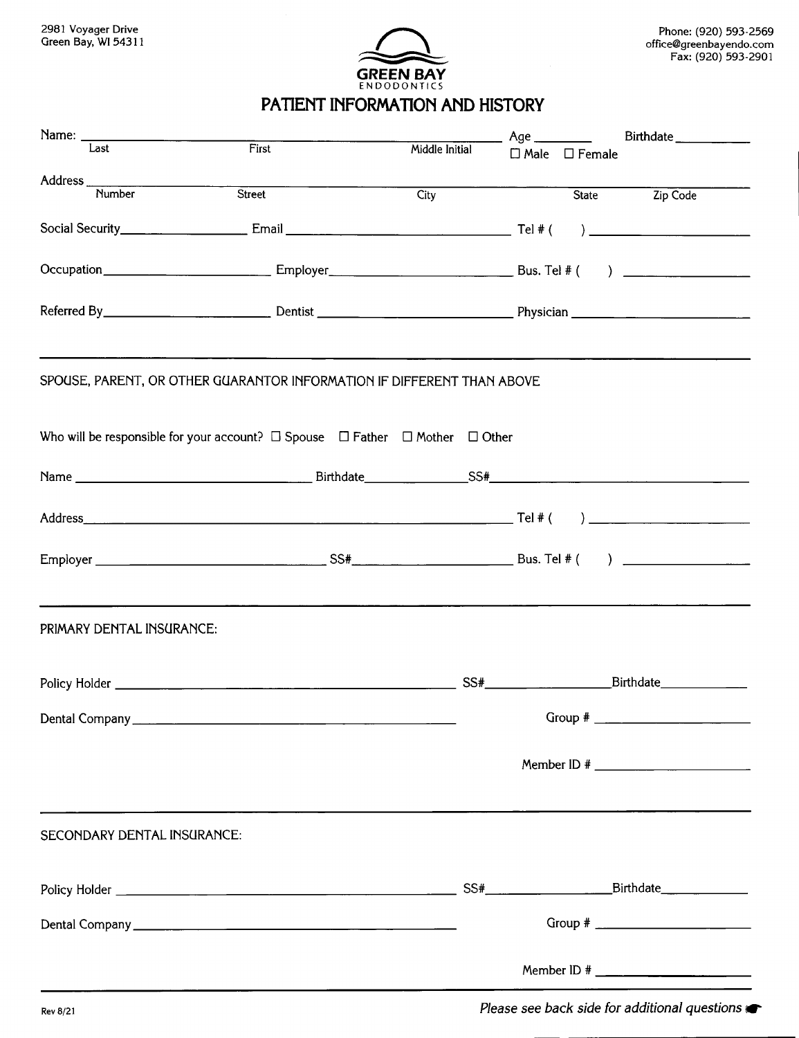2981 Voyager Drive
Green Bay, WI 54311

**GREEN BAY**
ENDODONTICS

Phone: (920) 593-2569
office@greenbayendo.com
Fax: (920) 593-2901

# PATIENT INFORMATION AND HISTORY

Name: ______________________________________________ Age ________ Birthdate __________
Last First Middle Initial ☐ Male ☐ Female

Address ____________________________________________________________________________
Number Street City State Zip Code

Social Security_______________ Email ______________________________ Tel # ( ) ____________________

Occupation____________________ Employer______________________ Bus. Tel # ( ) ________________

Referred By____________________ Dentist ______________________ Physician ______________________

---

SPOUSE, PARENT, OR OTHER GUARANTOR INFORMATION IF DIFFERENT THAN ABOVE

Who will be responsible for your account? ☐ Spouse ☐ Father ☐ Mother ☐ Other

Name ______________________________ Birthdate______________SS#______________________________

Address ______________________________________________________ Tel # ( ) ____________________

Employer ____________________________ SS#______________________ Bus. Tel # ( ) ________________

---

PRIMARY DENTAL INSURANCE:

Policy Holder ______________________________________________ SS#________________Birthdate____________

Dental Company ____________________________________________ Group # ____________________

Member ID # ____________________

---

SECONDARY DENTAL INSURANCE:

Policy Holder ______________________________________________ SS#________________Birthdate____________

Dental Company ____________________________________________ Group # ____________________

Member ID # ____________________

---

Rev 8/21

*Please see back side for additional questions*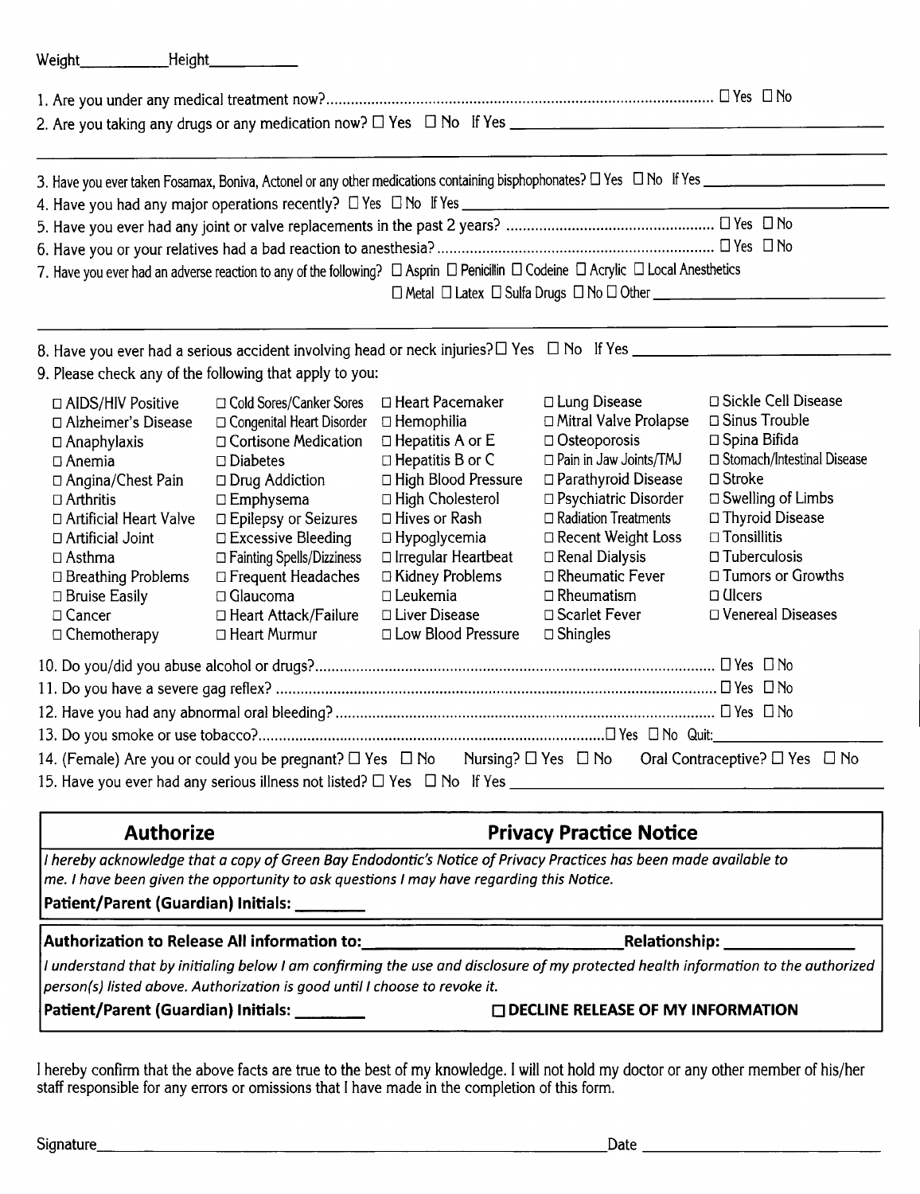Weight__________ Height__________

1. Are you under any medical treatment now?........................................................................................ ☐ Yes ☐ No
2. Are you taking any drugs or any medication now? ☐ Yes ☐ No If Yes ____________________________________________

____________________________________________________________________________________________________________

3. Have you ever taken Fosamax, Boniva, Actonel or any other medications containing bisphophonates? ☐ Yes ☐ No If Yes ____________________
4. Have you had any major operations recently? ☐ Yes ☐ No If Yes ____________________________________________________
5. Have you ever had any joint or valve replacements in the past 2 years? ................................................. ☐ Yes ☐ No
6. Have you or your relatives had a bad reaction to anesthesia?.................................................................. ☐ Yes ☐ No
7. Have you ever had an adverse reaction to any of the following? ☐ Asprin ☐ Penicillin ☐ Codeine ☐ Acrylic ☐ Local Anesthetics ☐ Metal ☐ Latex ☐ Sulfa Drugs ☐ No ☐ Other ____________________________

____________________________________________________________________________________________________________

8. Have you ever had a serious accident involving head or neck injuries? ☐ Yes ☐ No If Yes ______________________________
9. Please check any of the following that apply to you:

| | | | | |
|---|---|---|---|---|
| ☐ AIDS/HIV Positive | ☐ Cold Sores/Canker Sores | ☐ Heart Pacemaker | ☐ Lung Disease | ☐ Sickle Cell Disease |
| ☐ Alzheimer's Disease | ☐ Congenital Heart Disorder | ☐ Hemophilia | ☐ Mitral Valve Prolapse | ☐ Sinus Trouble |
| ☐ Anaphylaxis | ☐ Cortisone Medication | ☐ Hepatitis A or E | ☐ Osteoporosis | ☐ Spina Bifida |
| ☐ Anemia | ☐ Diabetes | ☐ Hepatitis B or C | ☐ Pain in Jaw Joints/TMJ | ☐ Stomach/Intestinal Disease |
| ☐ Angina/Chest Pain | ☐ Drug Addiction | ☐ High Blood Pressure | ☐ Parathyroid Disease | ☐ Stroke |
| ☐ Arthritis | ☐ Emphysema | ☐ High Cholesterol | ☐ Psychiatric Disorder | ☐ Swelling of Limbs |
| ☐ Artificial Heart Valve | ☐ Epilepsy or Seizures | ☐ Hives or Rash | ☐ Radiation Treatments | ☐ Thyroid Disease |
| ☐ Artificial Joint | ☐ Excessive Bleeding | ☐ Hypoglycemia | ☐ Recent Weight Loss | ☐ Tonsillitis |
| ☐ Asthma | ☐ Fainting Spells/Dizziness | ☐ Irregular Heartbeat | ☐ Renal Dialysis | ☐ Tuberculosis |
| ☐ Breathing Problems | ☐ Frequent Headaches | ☐ Kidney Problems | ☐ Rheumatic Fever | ☐ Tumors or Growths |
| ☐ Bruise Easily | ☐ Glaucoma | ☐ Leukemia | ☐ Rheumatism | ☐ Ulcers |
| ☐ Cancer | ☐ Heart Attack/Failure | ☐ Liver Disease | ☐ Scarlet Fever | ☐ Venereal Diseases |
| ☐ Chemotherapy | ☐ Heart Murmur | ☐ Low Blood Pressure | ☐ Shingles | |

10. Do you/did you abuse alcohol or drugs?......................................................................................... ☐ Yes ☐ No
11. Do you have a severe gag reflex? ................................................................................................. ☐ Yes ☐ No
12. Have you had any abnormal oral bleeding?..................................................................................... ☐ Yes ☐ No
13. Do you smoke or use tobacco?.............................................................................................. ☐ Yes ☐ No Quit: __________
14. (Female) Are you or could you be pregnant? ☐ Yes ☐ No Nursing? ☐ Yes ☐ No Oral Contraceptive? ☐ Yes ☐ No
15. Have you ever had any serious illness not listed? ☐ Yes ☐ No If Yes ____________________________________________

## Authorize — Privacy Practice Notice

*I hereby acknowledge that a copy of Green Bay Endodontic's Notice of Privacy Practices has been made available to me. I have been given the opportunity to ask questions I may have regarding this Notice.*

**Patient/Parent (Guardian) Initials: ________**

**Authorization to Release All information to:____________________________ Relationship: ______________**

*I understand that by initialing below I am confirming the use and disclosure of my protected health information to the authorized person(s) listed above. Authorization is good until I choose to revoke it.*

**Patient/Parent (Guardian) Initials: ________** **☐ DECLINE RELEASE OF MY INFORMATION**

I hereby confirm that the above facts are true to the best of my knowledge. I will not hold my doctor or any other member of his/her staff responsible for any errors or omissions that I have made in the completion of this form.

Signature______________________________________________ Date ______________________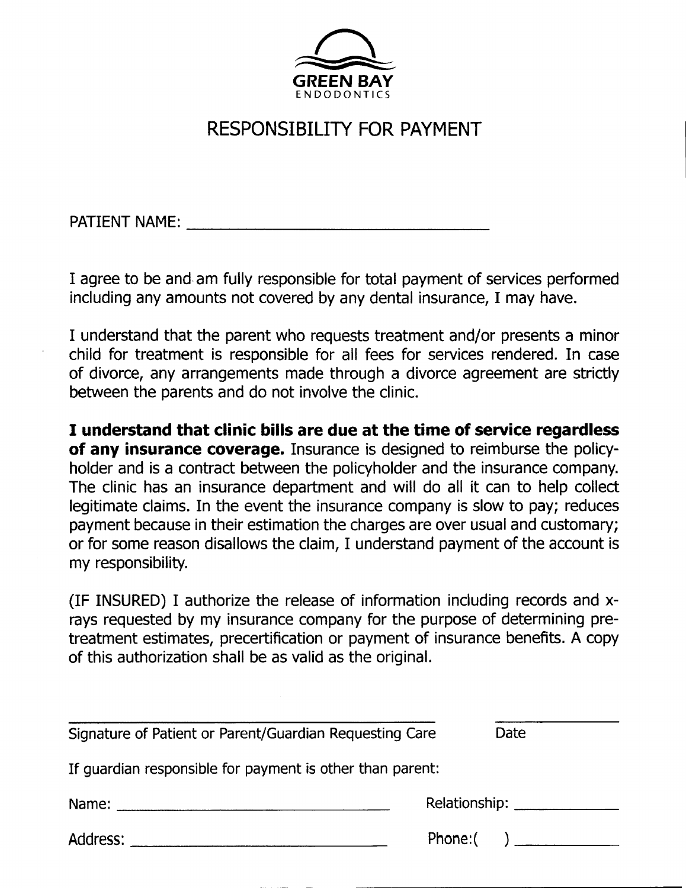GREEN BAY
ENDODONTICS

# RESPONSIBILITY FOR PAYMENT

PATIENT NAME: ______________________________

I agree to be and am fully responsible for total payment of services performed including any amounts not covered by any dental insurance, I may have.

I understand that the parent who requests treatment and/or presents a minor child for treatment is responsible for all fees for services rendered. In case of divorce, any arrangements made through a divorce agreement are strictly between the parents and do not involve the clinic.

**I understand that clinic bills are due at the time of service regardless of any insurance coverage.** Insurance is designed to reimburse the policy-holder and is a contract between the policyholder and the insurance company. The clinic has an insurance department and will do all it can to help collect legitimate claims. In the event the insurance company is slow to pay; reduces payment because in their estimation the charges are over usual and customary; or for some reason disallows the claim, I understand payment of the account is my responsibility.

(IF INSURED) I authorize the release of information including records and x-rays requested by my insurance company for the purpose of determining pre-treatment estimates, precertification or payment of insurance benefits. A copy of this authorization shall be as valid as the original.

______________________________ ____________
Signature of Patient or Parent/Guardian Requesting Care Date

If guardian responsible for payment is other than parent:

Name: ______________________________ Relationship: ____________

Address: ______________________________ Phone:( ) ____________